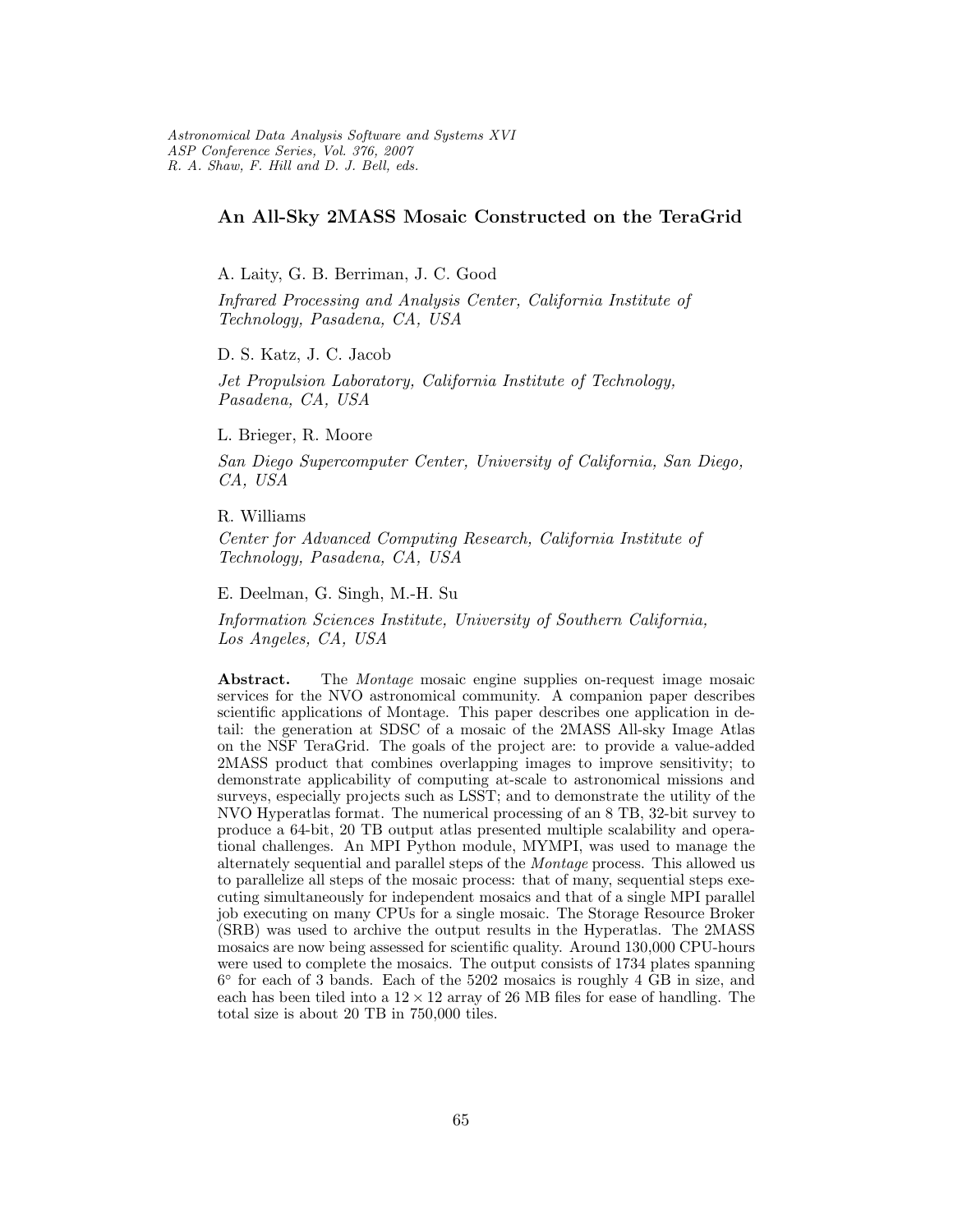# An All-Sky 2MASS Mosaic Constructed on the TeraGrid

A. Laity, G. B. Berriman, J. C. Good

*Infrared Processing and Analysis Center, California Institute of Technology, Pasadena, CA, USA*

D. S. Katz, J. C. Jacob

*Jet Propulsion Laboratory, California Institute of Technology, Pasadena, CA, USA*

L. Brieger, R. Moore

*San Diego Supercomputer Center, University of California, San Diego, CA, USA*

R. Williams

*Center for Advanced Computing Research, California Institute of Technology, Pasadena, CA, USA*

E. Deelman, G. Singh, M.-H. Su

*Information Sciences Institute, University of Southern California, Los Angeles, CA, USA*

**Abstract.** The *Montage* mosaic engine supplies on-request image mosaic services for the NVO astronomical community. A companion paper describes scientific applications of Montage. This paper describes one application in detail: the generation at SDSC of a mosaic of the 2MASS All-sky Image Atlas on the NSF TeraGrid. The goals of the project are: to provide a value-added 2MASS product that combines overlapping images to improve sensitivity; to demonstrate applicability of computing at-scale to astronomical missions and surveys, especially projects such as LSST; and to demonstrate the utility of the NVO Hyperatlas format. The numerical processing of an 8 TB, 32-bit survey to produce a 64-bit, 20 TB output atlas presented multiple scalability and operational challenges. An MPI Python module, MYMPI, was used to manage the alternately sequential and parallel steps of the *Montage* process. This allowed us to parallelize all steps of the mosaic process: that of many, sequential steps executing simultaneously for independent mosaics and that of a single MPI parallel job executing on many CPUs for a single mosaic. The Storage Resource Broker (SRB) was used to archive the output results in the Hyperatlas. The 2MASS mosaics are now being assessed for scientific quality. Around 130,000 CPU-hours were used to complete the mosaics. The output consists of 1734 plates spanning $6^{\circ}$ for each of 3 bands. Each of the 5202 mosaics is roughly 4 GB in size, and each has been tiled into a $12 \times 12$ array of 26 MB files for ease of handling. The total size is about 20 TB in 750,000 tiles.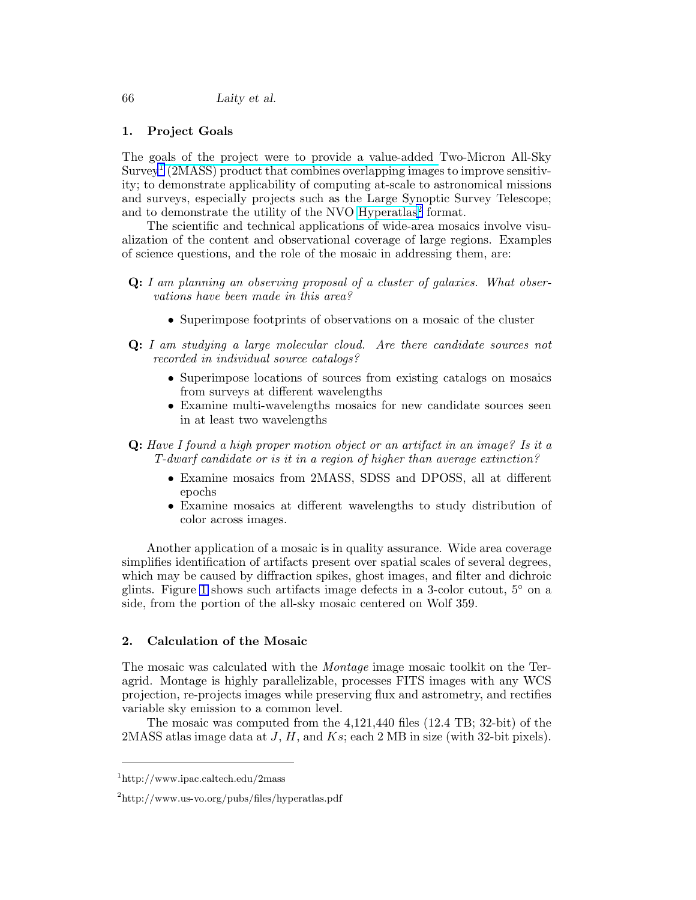## 1. Project Goals

The goals of the project were to provide a value-added Two-Micron All-Sky Survey[1] (2MASS) product that combines overlapping images to improve sensitivity; to demonstrate applicability of computing at-scale to astronomical missions and surveys, especially projects such as the Large Synoptic Survey Telescope; and to demonstrate the utility of the NVO Hyperatlas[2] format.

The scientific and technical applications of wide-area mosaics involve visualization of the content and observational coverage of large regions. Examples of science questions, and the role of the mosaic in addressing them, are:

**Q:** *I am planning an observing proposal of a cluster of galaxies. What observations have been made in this area?*

- Superimpose footprints of observations on a mosaic of the cluster

**Q:** *I am studying a large molecular cloud. Are there candidate sources not recorded in individual source catalogs?*

- Superimpose locations of sources from existing catalogs on mosaics from surveys at different wavelengths
- Examine multi-wavelengths mosaics for new candidate sources seen in at least two wavelengths

**Q:** *Have I found a high proper motion object or an artifact in an image? Is it a T-dwarf candidate or is it in a region of higher than average extinction?*

- Examine mosaics from 2MASS, SDSS and DPOSS, all at different epochs
- Examine mosaics at different wavelengths to study distribution of color across images.

Another application of a mosaic is in quality assurance. Wide area coverage simplifies identification of artifacts present over spatial scales of several degrees, which may be caused by diffraction spikes, ghost images, and filter and dichroic glints. Figure 1 shows such artifacts image defects in a 3-color cutout, 5° on a side, from the portion of the all-sky mosaic centered on Wolf 359.

## 2. Calculation of the Mosaic

The mosaic was calculated with the *Montage* image mosaic toolkit on the Teragrid. Montage is highly parallelizable, processes FITS images with any WCS projection, re-projects images while preserving flux and astrometry, and rectifies variable sky emission to a common level.

The mosaic was computed from the 4,121,440 files (12.4 TB; 32-bit) of the 2MASS atlas image data at $J$, $H$, and $Ks$; each 2 MB in size (with 32-bit pixels).

---

[1] http://www.ipac.caltech.edu/2mass

[2] http://www.us-vo.org/pubs/files/hyperatlas.pdf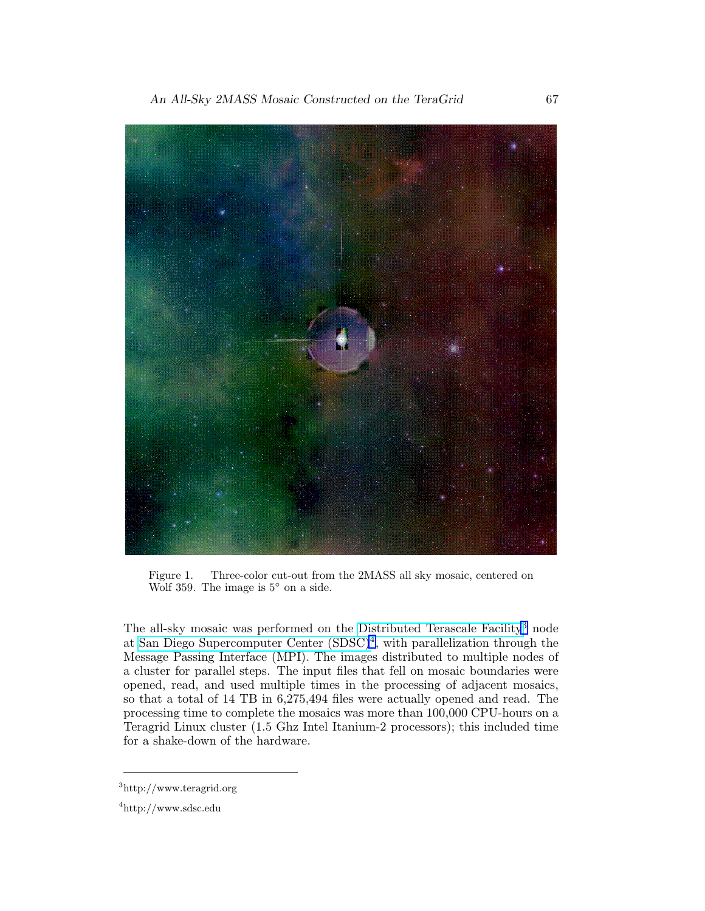Figure 1. Three-color cut-out from the 2MASS all sky mosaic, centered on Wolf 359. The image is 5° on a side.

The all-sky mosaic was performed on the Distributed Terascale Facility[3] node at San Diego Supercomputer Center (SDSC)[4], with parallelization through the Message Passing Interface (MPI). The images distributed to multiple nodes of a cluster for parallel steps. The input files that fell on mosaic boundaries were opened, read, and used multiple times in the processing of adjacent mosaics, so that a total of 14 TB in 6,275,494 files were actually opened and read. The processing time to complete the mosaics was more than 100,000 CPU-hours on a Teragrid Linux cluster (1.5 Ghz Intel Itanium-2 processors); this included time for a shake-down of the hardware.

---

[3] http://www.teragrid.org

[4] http://www.sdsc.edu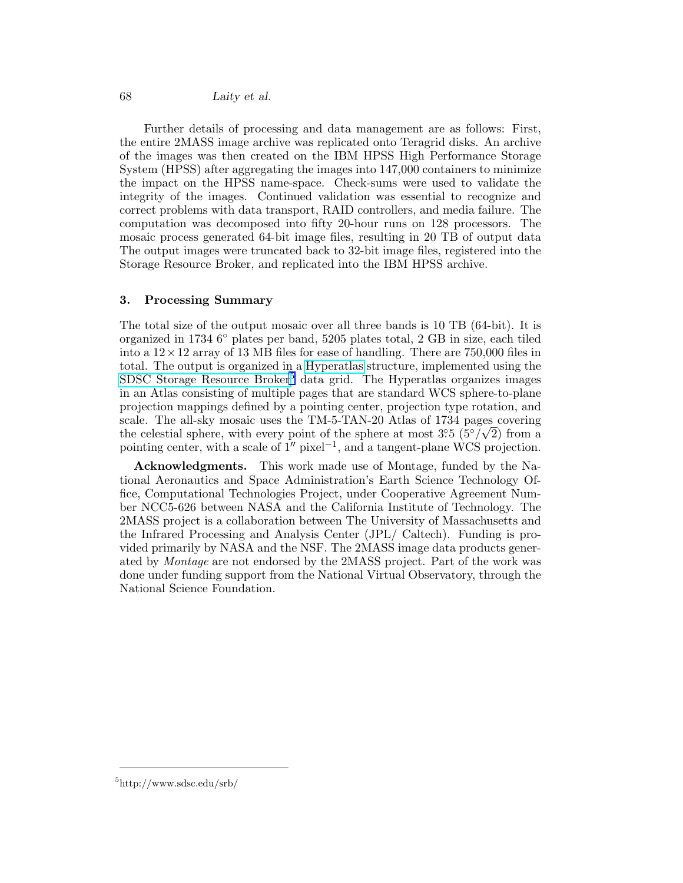Further details of processing and data management are as follows: First, the entire 2MASS image archive was replicated onto Teragrid disks. An archive of the images was then created on the IBM HPSS High Performance Storage System (HPSS) after aggregating the images into 147,000 containers to minimize the impact on the HPSS name-space. Check-sums were used to validate the integrity of the images. Continued validation was essential to recognize and correct problems with data transport, RAID controllers, and media failure. The computation was decomposed into fifty 20-hour runs on 128 processors. The mosaic process generated 64-bit image files, resulting in 20 TB of output data The output images were truncated back to 32-bit image files, registered into the Storage Resource Broker, and replicated into the IBM HPSS archive.

## 3. Processing Summary

The total size of the output mosaic over all three bands is 10 TB (64-bit). It is organized in 1734 6° plates per band, 5205 plates total, 2 GB in size, each tiled into a $12 \times 12$ array of 13 MB files for ease of handling. There are 750,000 files in total. The output is organized in a Hyperatlas structure, implemented using the SDSC Storage Resource Broker[5] data grid. The Hyperatlas organizes images in an Atlas consisting of multiple pages that are standard WCS sphere-to-plane projection mappings defined by a pointing center, projection type rotation, and scale. The all-sky mosaic uses the TM-5-TAN-20 Atlas of 1734 pages covering the celestial sphere, with every point of the sphere at most 3.°5 ($5^\circ/\sqrt{2}$) from a pointing center, with a scale of 1″ pixel$^{-1}$, and a tangent-plane WCS projection.

**Acknowledgments.** This work made use of Montage, funded by the National Aeronautics and Space Administration's Earth Science Technology Office, Computational Technologies Project, under Cooperative Agreement Number NCC5-626 between NASA and the California Institute of Technology. The 2MASS project is a collaboration between The University of Massachusetts and the Infrared Processing and Analysis Center (JPL/ Caltech). Funding is provided primarily by NASA and the NSF. The 2MASS image data products generated by *Montage* are not endorsed by the 2MASS project. Part of the work was done under funding support from the National Virtual Observatory, through the National Science Foundation.

---

[5] http://www.sdsc.edu/srb/